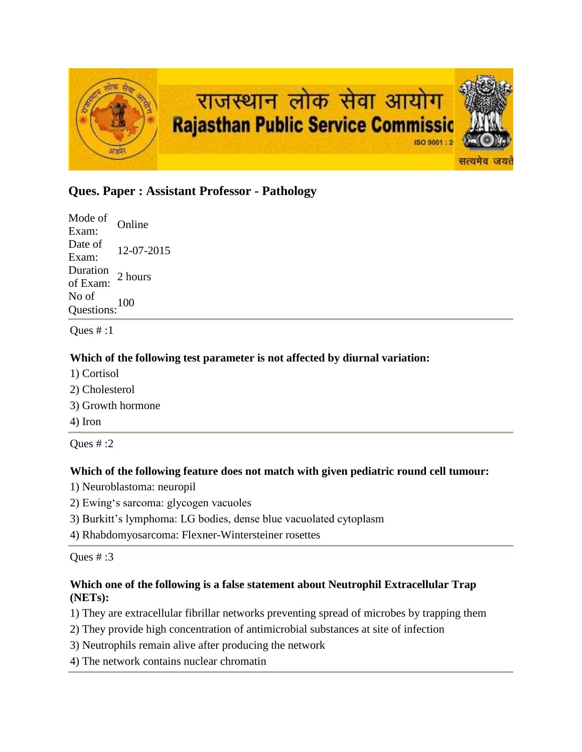राजस्थान लोक सेवा आयोग
Rajasthan Public Service Commission

## Ques. Paper : Assistant Professor - Pathology

| | |
|---|---|
| Mode of Exam: | Online |
| Date of Exam: | 12-07-2015 |
| Duration of Exam: | 2 hours |
| No of Questions: | 100 |

Ques # :1

**Which of the following test parameter is not affected by diurnal variation:**

1) Cortisol
2) Cholesterol
3) Growth hormone
4) Iron

Ques # :2

**Which of the following feature does not match with given pediatric round cell tumour:**

1) Neuroblastoma: neuropil
2) Ewing's sarcoma: glycogen vacuoles
3) Burkitt's lymphoma: LG bodies, dense blue vacuolated cytoplasm
4) Rhabdomyosarcoma: Flexner-Wintersteiner rosettes

Ques # :3

**Which one of the following is a false statement about Neutrophil Extracellular Trap (NETs):**

1) They are extracellular fibrillar networks preventing spread of microbes by trapping them
2) They provide high concentration of antimicrobial substances at site of infection
3) Neutrophils remain alive after producing the network
4) The network contains nuclear chromatin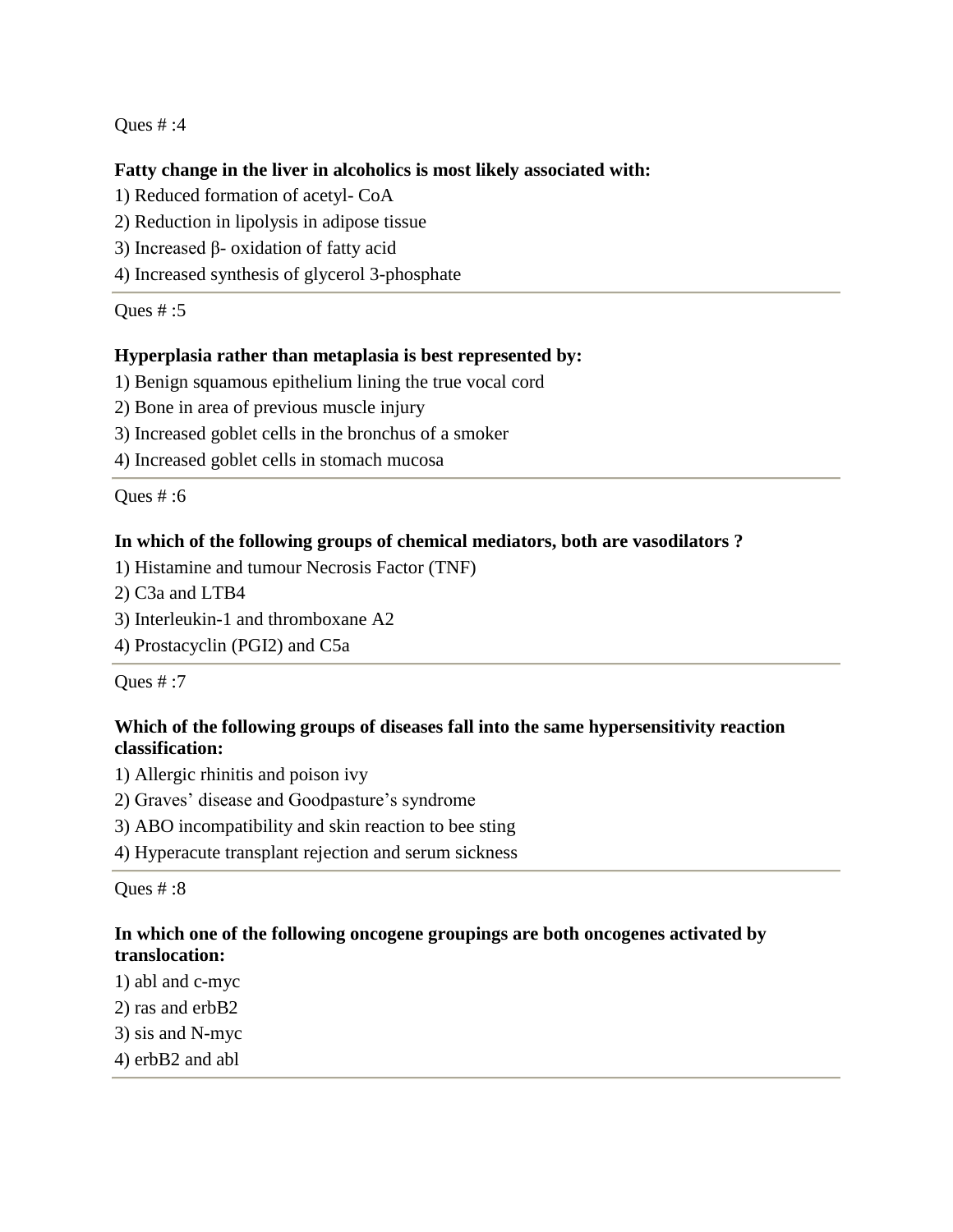Ques # :4

**Fatty change in the liver in alcoholics is most likely associated with:**

1) Reduced formation of acetyl- CoA
2) Reduction in lipolysis in adipose tissue
3) Increased β- oxidation of fatty acid
4) Increased synthesis of glycerol 3-phosphate

---

Ques # :5

**Hyperplasia rather than metaplasia is best represented by:**

1) Benign squamous epithelium lining the true vocal cord
2) Bone in area of previous muscle injury
3) Increased goblet cells in the bronchus of a smoker
4) Increased goblet cells in stomach mucosa

---

Ques # :6

**In which of the following groups of chemical mediators, both are vasodilators ?**

1) Histamine and tumour Necrosis Factor (TNF)
2) C3a and LTB4
3) Interleukin-1 and thromboxane A2
4) Prostacyclin (PGI2) and C5a

---

Ques # :7

**Which of the following groups of diseases fall into the same hypersensitivity reaction classification:**

1) Allergic rhinitis and poison ivy
2) Graves' disease and Goodpasture's syndrome
3) ABO incompatibility and skin reaction to bee sting
4) Hyperacute transplant rejection and serum sickness

---

Ques # :8

**In which one of the following oncogene groupings are both oncogenes activated by translocation:**

1) abl and c-myc
2) ras and erbB2
3) sis and N-myc
4) erbB2 and abl

---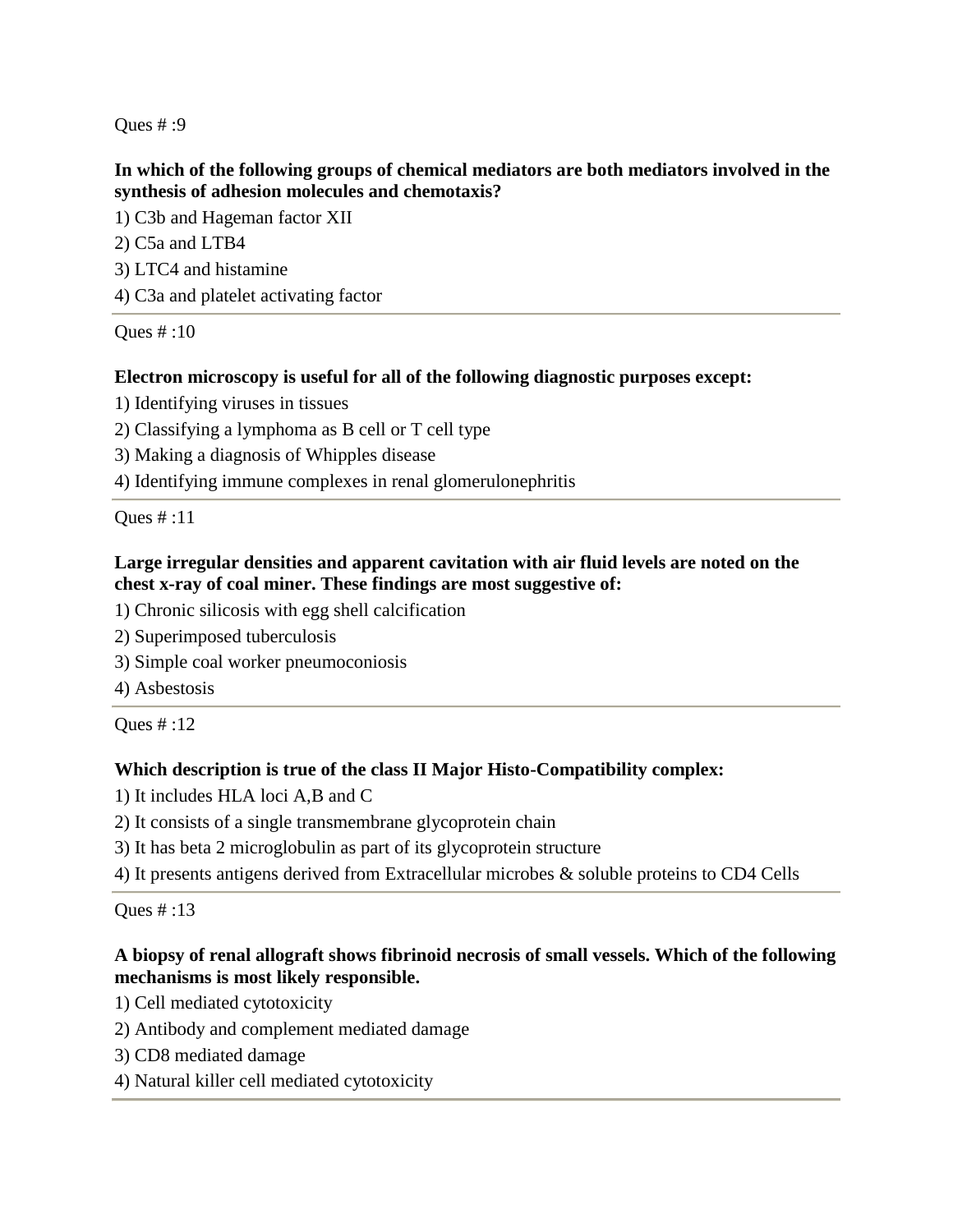Ques # :9

**In which of the following groups of chemical mediators are both mediators involved in the synthesis of adhesion molecules and chemotaxis?**

1) C3b and Hageman factor XII
2) C5a and LTB4
3) LTC4 and histamine
4) C3a and platelet activating factor

---

Ques # :10

**Electron microscopy is useful for all of the following diagnostic purposes except:**

1) Identifying viruses in tissues
2) Classifying a lymphoma as B cell or T cell type
3) Making a diagnosis of Whipples disease
4) Identifying immune complexes in renal glomerulonephritis

---

Ques # :11

**Large irregular densities and apparent cavitation with air fluid levels are noted on the chest x-ray of coal miner. These findings are most suggestive of:**

1) Chronic silicosis with egg shell calcification
2) Superimposed tuberculosis
3) Simple coal worker pneumoconiosis
4) Asbestosis

---

Ques # :12

**Which description is true of the class II Major Histo-Compatibility complex:**

1) It includes HLA loci A,B and C
2) It consists of a single transmembrane glycoprotein chain
3) It has beta 2 microglobulin as part of its glycoprotein structure
4) It presents antigens derived from Extracellular microbes & soluble proteins to CD4 Cells

---

Ques # :13

**A biopsy of renal allograft shows fibrinoid necrosis of small vessels. Which of the following mechanisms is most likely responsible.**

1) Cell mediated cytotoxicity
2) Antibody and complement mediated damage
3) CD8 mediated damage
4) Natural killer cell mediated cytotoxicity

---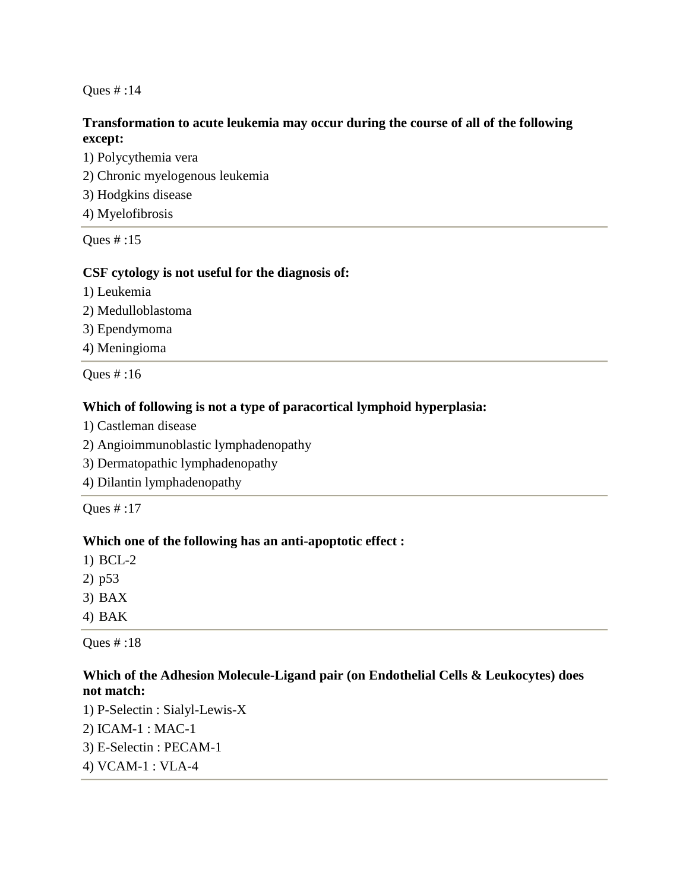Ques # :14

**Transformation to acute leukemia may occur during the course of all of the following except:**

1) Polycythemia vera
2) Chronic myelogenous leukemia
3) Hodgkins disease
4) Myelofibrosis

---

Ques # :15

**CSF cytology is not useful for the diagnosis of:**

1) Leukemia
2) Medulloblastoma
3) Ependymoma
4) Meningioma

---

Ques # :16

**Which of following is not a type of paracortical lymphoid hyperplasia:**

1) Castleman disease
2) Angioimmunoblastic lymphadenopathy
3) Dermatopathic lymphadenopathy
4) Dilantin lymphadenopathy

---

Ques # :17

**Which one of the following has an anti-apoptotic effect :**

1) BCL-2
2) p53
3) BAX
4) BAK

---

Ques # :18

**Which of the Adhesion Molecule-Ligand pair (on Endothelial Cells & Leukocytes) does not match:**

1) P-Selectin : Sialyl-Lewis-X
2) ICAM-1 : MAC-1
3) E-Selectin : PECAM-1
4) VCAM-1 : VLA-4

---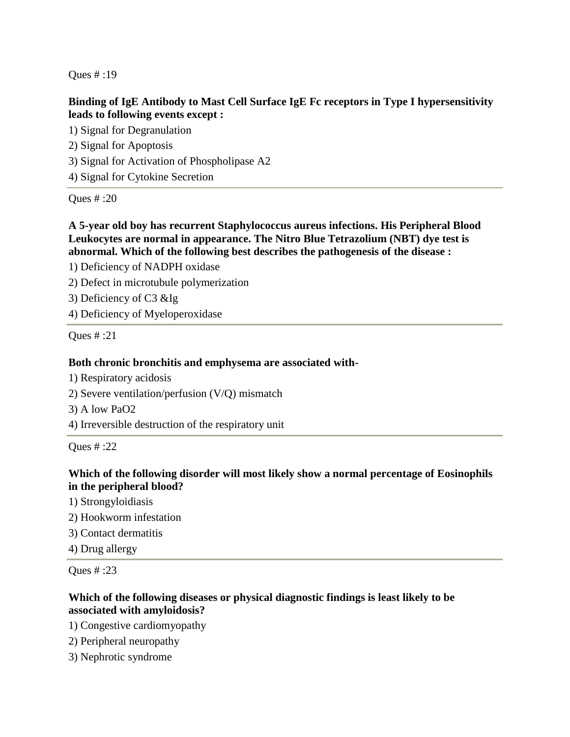Ques # :19

**Binding of IgE Antibody to Mast Cell Surface IgE Fc receptors in Type I hypersensitivity leads to following events except :**

1) Signal for Degranulation
2) Signal for Apoptosis
3) Signal for Activation of Phospholipase A2
4) Signal for Cytokine Secretion

---

Ques # :20

**A 5-year old boy has recurrent Staphylococcus aureus infections. His Peripheral Blood Leukocytes are normal in appearance. The Nitro Blue Tetrazolium (NBT) dye test is abnormal. Which of the following best describes the pathogenesis of the disease :**

1) Deficiency of NADPH oxidase
2) Defect in microtubule polymerization
3) Deficiency of C3 &Ig
4) Deficiency of Myeloperoxidase

---

Ques # :21

**Both chronic bronchitis and emphysema are associated with-**

1) Respiratory acidosis
2) Severe ventilation/perfusion (V/Q) mismatch
3) A low $PaO_2$
4) Irreversible destruction of the respiratory unit

---

Ques # :22

**Which of the following disorder will most likely show a normal percentage of Eosinophils in the peripheral blood?**

1) Strongyloidiasis
2) Hookworm infestation
3) Contact dermatitis
4) Drug allergy

---

Ques # :23

**Which of the following diseases or physical diagnostic findings is least likely to be associated with amyloidosis?**

1) Congestive cardiomyopathy
2) Peripheral neuropathy
3) Nephrotic syndrome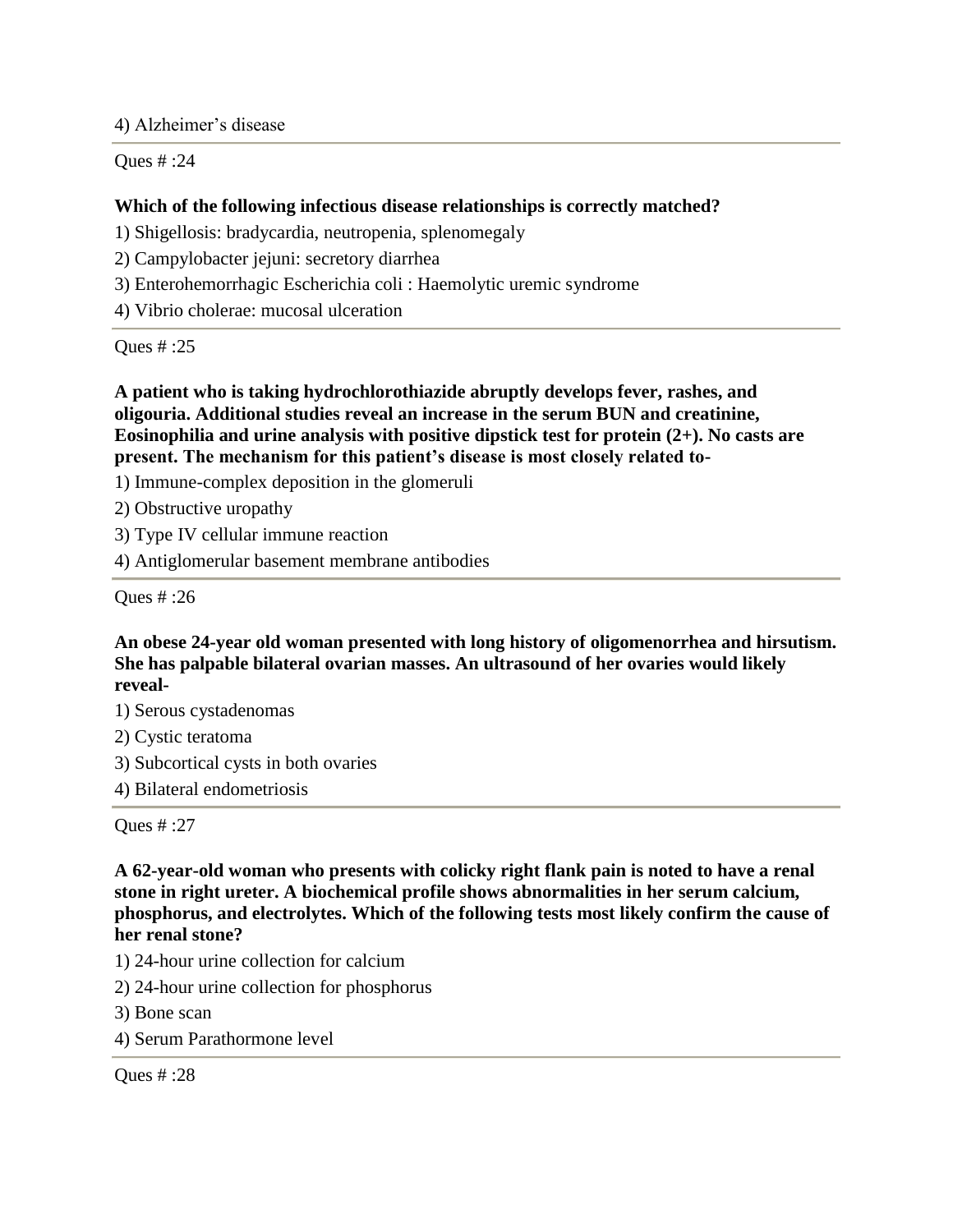4) Alzheimer’s disease

---

Ques # :24

**Which of the following infectious disease relationships is correctly matched?**

1) Shigellosis: bradycardia, neutropenia, splenomegaly

2) Campylobacter jejuni: secretory diarrhea

3) Enterohemorrhagic Escherichia coli : Haemolytic uremic syndrome

4) Vibrio cholerae: mucosal ulceration

---

Ques # :25

**A patient who is taking hydrochlorothiazide abruptly develops fever, rashes, and oligouria. Additional studies reveal an increase in the serum BUN and creatinine, Eosinophilia and urine analysis with positive dipstick test for protein (2+). No casts are present. The mechanism for this patient’s disease is most closely related to-**

1) Immune-complex deposition in the glomeruli

2) Obstructive uropathy

3) Type IV cellular immune reaction

4) Antiglomerular basement membrane antibodies

---

Ques # :26

**An obese 24-year old woman presented with long history of oligomenorrhea and hirsutism. She has palpable bilateral ovarian masses. An ultrasound of her ovaries would likely reveal-**

1) Serous cystadenomas

2) Cystic teratoma

3) Subcortical cysts in both ovaries

4) Bilateral endometriosis

---

Ques # :27

**A 62-year-old woman who presents with colicky right flank pain is noted to have a renal stone in right ureter. A biochemical profile shows abnormalities in her serum calcium, phosphorus, and electrolytes. Which of the following tests most likely confirm the cause of her renal stone?**

1) 24-hour urine collection for calcium

2) 24-hour urine collection for phosphorus

3) Bone scan

4) Serum Parathormone level

---

Ques # :28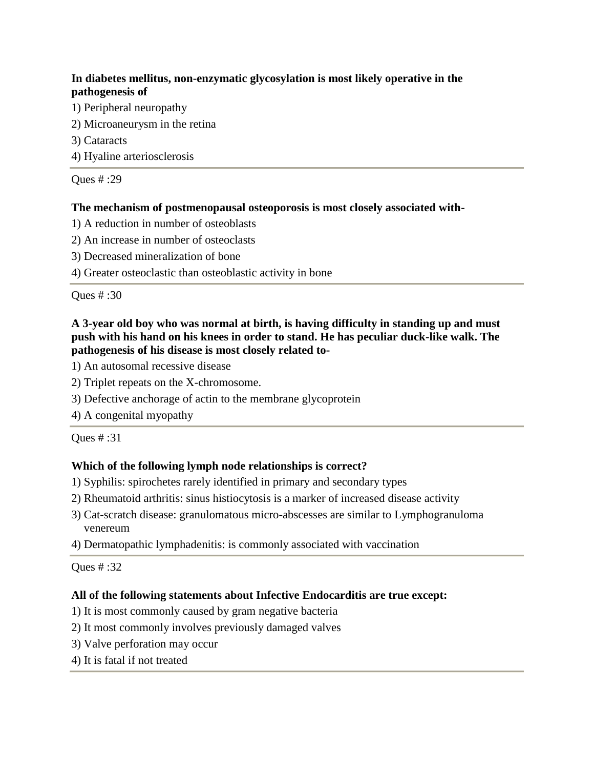**In diabetes mellitus, non-enzymatic glycosylation is most likely operative in the pathogenesis of**

1) Peripheral neuropathy
2) Microaneurysm in the retina
3) Cataracts
4) Hyaline arteriosclerosis

---

Ques # :29

**The mechanism of postmenopausal osteoporosis is most closely associated with-**

1) A reduction in number of osteoblasts
2) An increase in number of osteoclasts
3) Decreased mineralization of bone
4) Greater osteoclastic than osteoblastic activity in bone

---

Ques # :30

**A 3-year old boy who was normal at birth, is having difficulty in standing up and must push with his hand on his knees in order to stand. He has peculiar duck-like walk. The pathogenesis of his disease is most closely related to-**

1) An autosomal recessive disease
2) Triplet repeats on the X-chromosome.
3) Defective anchorage of actin to the membrane glycoprotein
4) A congenital myopathy

---

Ques # :31

**Which of the following lymph node relationships is correct?**

1) Syphilis: spirochetes rarely identified in primary and secondary types
2) Rheumatoid arthritis: sinus histiocytosis is a marker of increased disease activity
3) Cat-scratch disease: granulomatous micro-abscesses are similar to Lymphogranuloma venereum
4) Dermatopathic lymphadenitis: is commonly associated with vaccination

---

Ques # :32

**All of the following statements about Infective Endocarditis are true except:**

1) It is most commonly caused by gram negative bacteria
2) It most commonly involves previously damaged valves
3) Valve perforation may occur
4) It is fatal if not treated

---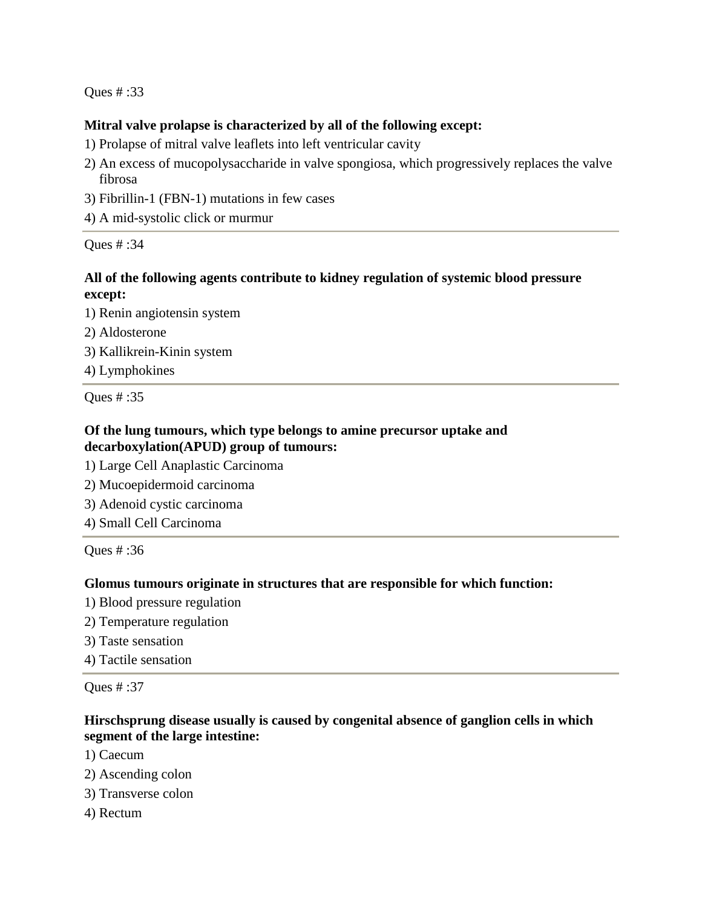Ques # :33

**Mitral valve prolapse is characterized by all of the following except:**

1) Prolapse of mitral valve leaflets into left ventricular cavity
2) An excess of mucopolysaccharide in valve spongiosa, which progressively replaces the valve fibrosa
3) Fibrillin-1 (FBN-1) mutations in few cases
4) A mid-systolic click or murmur

---

Ques # :34

**All of the following agents contribute to kidney regulation of systemic blood pressure except:**

1) Renin angiotensin system
2) Aldosterone
3) Kallikrein-Kinin system
4) Lymphokines

---

Ques # :35

**Of the lung tumours, which type belongs to amine precursor uptake and decarboxylation(APUD) group of tumours:**

1) Large Cell Anaplastic Carcinoma
2) Mucoepidermoid carcinoma
3) Adenoid cystic carcinoma
4) Small Cell Carcinoma

---

Ques # :36

**Glomus tumours originate in structures that are responsible for which function:**

1) Blood pressure regulation
2) Temperature regulation
3) Taste sensation
4) Tactile sensation

---

Ques # :37

**Hirschsprung disease usually is caused by congenital absence of ganglion cells in which segment of the large intestine:**

1) Caecum
2) Ascending colon
3) Transverse colon
4) Rectum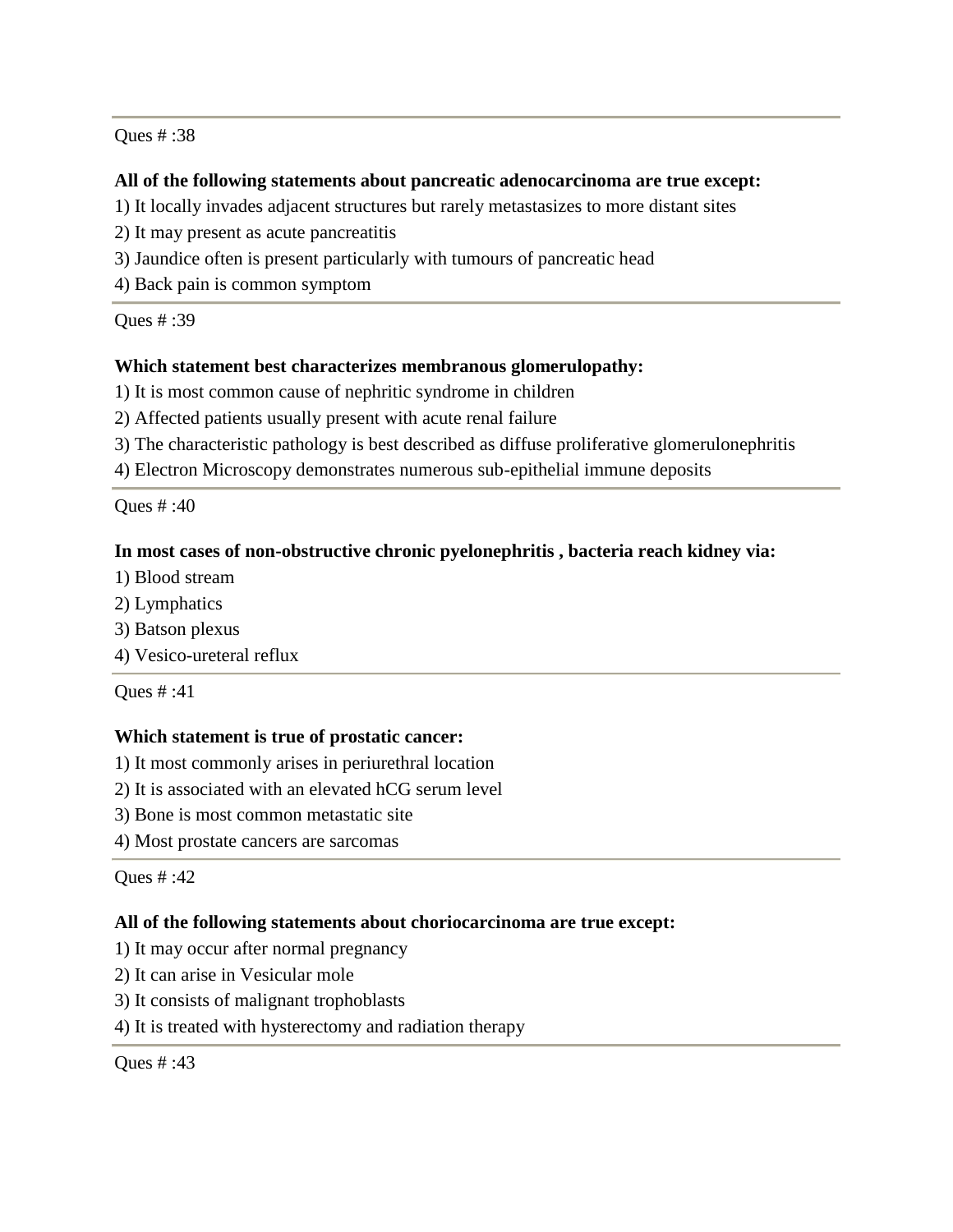Ques # :38

**All of the following statements about pancreatic adenocarcinoma are true except:**

1) It locally invades adjacent structures but rarely metastasizes to more distant sites
2) It may present as acute pancreatitis
3) Jaundice often is present particularly with tumours of pancreatic head
4) Back pain is common symptom

---

Ques # :39

**Which statement best characterizes membranous glomerulopathy:**

1) It is most common cause of nephritic syndrome in children
2) Affected patients usually present with acute renal failure
3) The characteristic pathology is best described as diffuse proliferative glomerulonephritis
4) Electron Microscopy demonstrates numerous sub-epithelial immune deposits

---

Ques # :40

**In most cases of non-obstructive chronic pyelonephritis , bacteria reach kidney via:**

1) Blood stream
2) Lymphatics
3) Batson plexus
4) Vesico-ureteral reflux

---

Ques # :41

**Which statement is true of prostatic cancer:**

1) It most commonly arises in periurethral location
2) It is associated with an elevated hCG serum level
3) Bone is most common metastatic site
4) Most prostate cancers are sarcomas

---

Ques # :42

**All of the following statements about choriocarcinoma are true except:**

1) It may occur after normal pregnancy
2) It can arise in Vesicular mole
3) It consists of malignant trophoblasts
4) It is treated with hysterectomy and radiation therapy

---

Ques # :43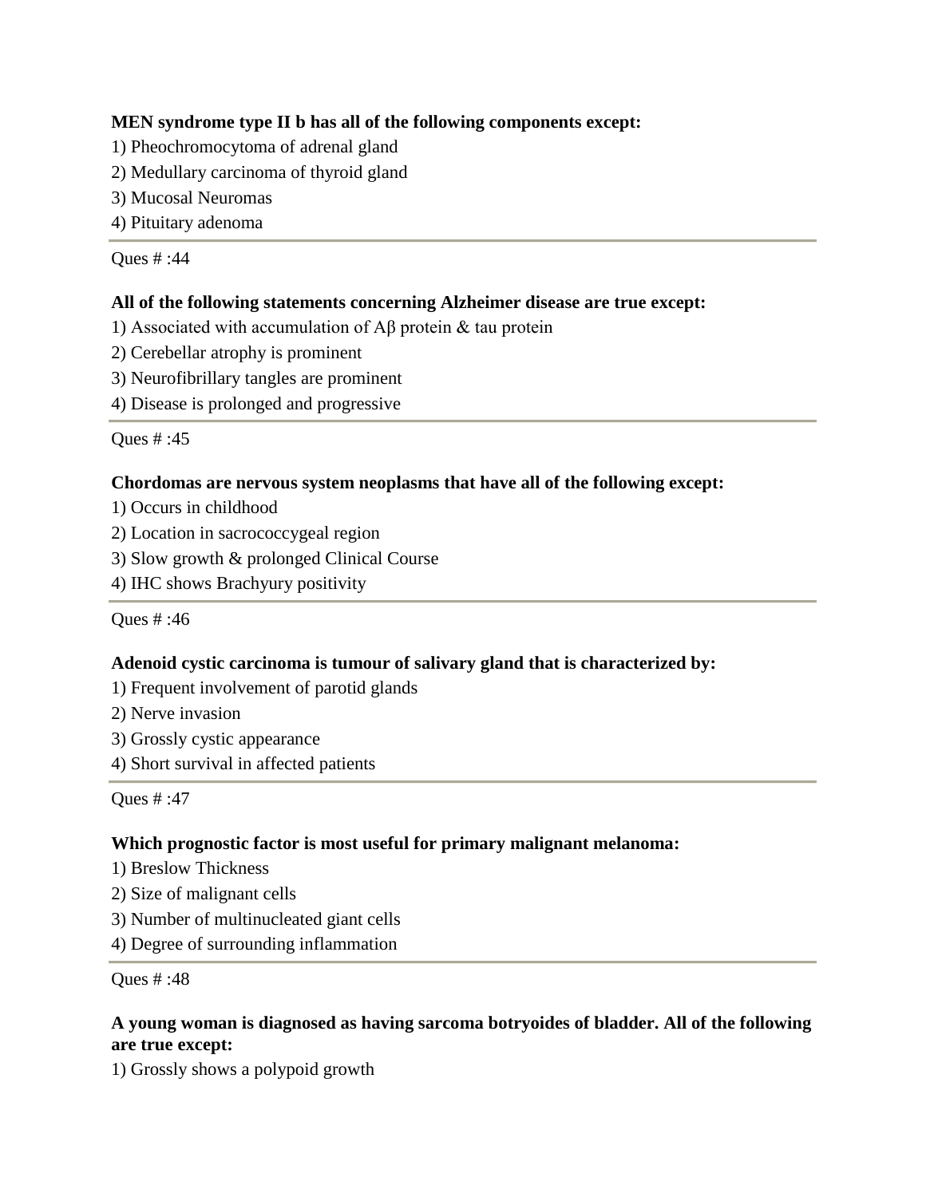**MEN syndrome type II b has all of the following components except:**

1) Pheochromocytoma of adrenal gland
2) Medullary carcinoma of thyroid gland
3) Mucosal Neuromas
4) Pituitary adenoma

---

Ques # :44

**All of the following statements concerning Alzheimer disease are true except:**

1) Associated with accumulation of Aβ protein & tau protein
2) Cerebellar atrophy is prominent
3) Neurofibrillary tangles are prominent
4) Disease is prolonged and progressive

---

Ques # :45

**Chordomas are nervous system neoplasms that have all of the following except:**

1) Occurs in childhood
2) Location in sacrococcygeal region
3) Slow growth & prolonged Clinical Course
4) IHC shows Brachyury positivity

---

Ques # :46

**Adenoid cystic carcinoma is tumour of salivary gland that is characterized by:**

1) Frequent involvement of parotid glands
2) Nerve invasion
3) Grossly cystic appearance
4) Short survival in affected patients

---

Ques # :47

**Which prognostic factor is most useful for primary malignant melanoma:**

1) Breslow Thickness
2) Size of malignant cells
3) Number of multinucleated giant cells
4) Degree of surrounding inflammation

---

Ques # :48

**A young woman is diagnosed as having sarcoma botryoides of bladder. All of the following are true except:**

1) Grossly shows a polypoid growth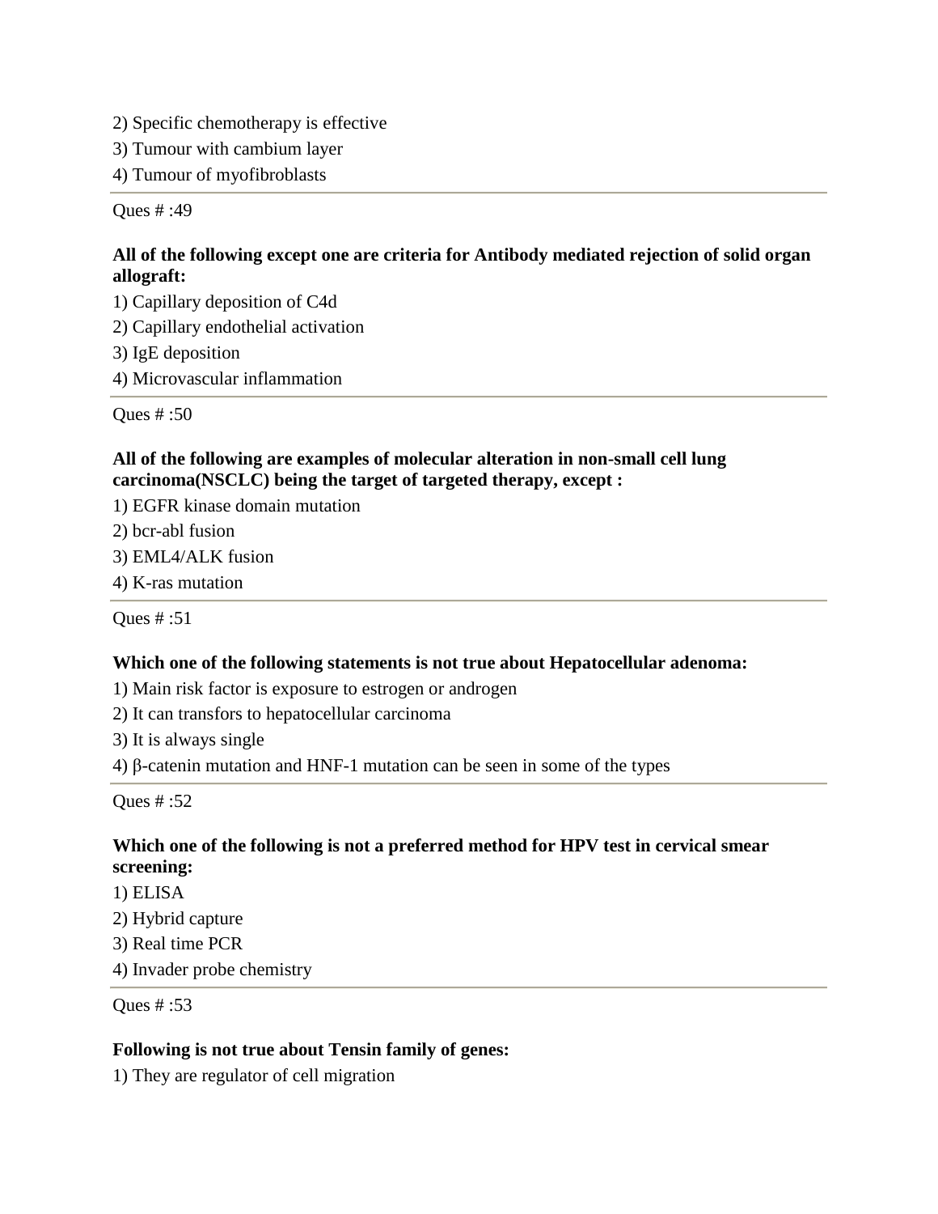2) Specific chemotherapy is effective

3) Tumour with cambium layer

4) Tumour of myofibroblasts

---

Ques # :49

**All of the following except one are criteria for Antibody mediated rejection of solid organ allograft:**

1) Capillary deposition of C4d

2) Capillary endothelial activation

3) IgE deposition

4) Microvascular inflammation

---

Ques # :50

**All of the following are examples of molecular alteration in non-small cell lung carcinoma(NSCLC) being the target of targeted therapy, except :**

1) EGFR kinase domain mutation

2) bcr-abl fusion

3) EML4/ALK fusion

4) K-ras mutation

---

Ques # :51

**Which one of the following statements is not true about Hepatocellular adenoma:**

1) Main risk factor is exposure to estrogen or androgen

2) It can transfors to hepatocellular carcinoma

3) It is always single

4) β-catenin mutation and HNF-1 mutation can be seen in some of the types

---

Ques # :52

**Which one of the following is not a preferred method for HPV test in cervical smear screening:**

1) ELISA

2) Hybrid capture

3) Real time PCR

4) Invader probe chemistry

---

Ques # :53

**Following is not true about Tensin family of genes:**

1) They are regulator of cell migration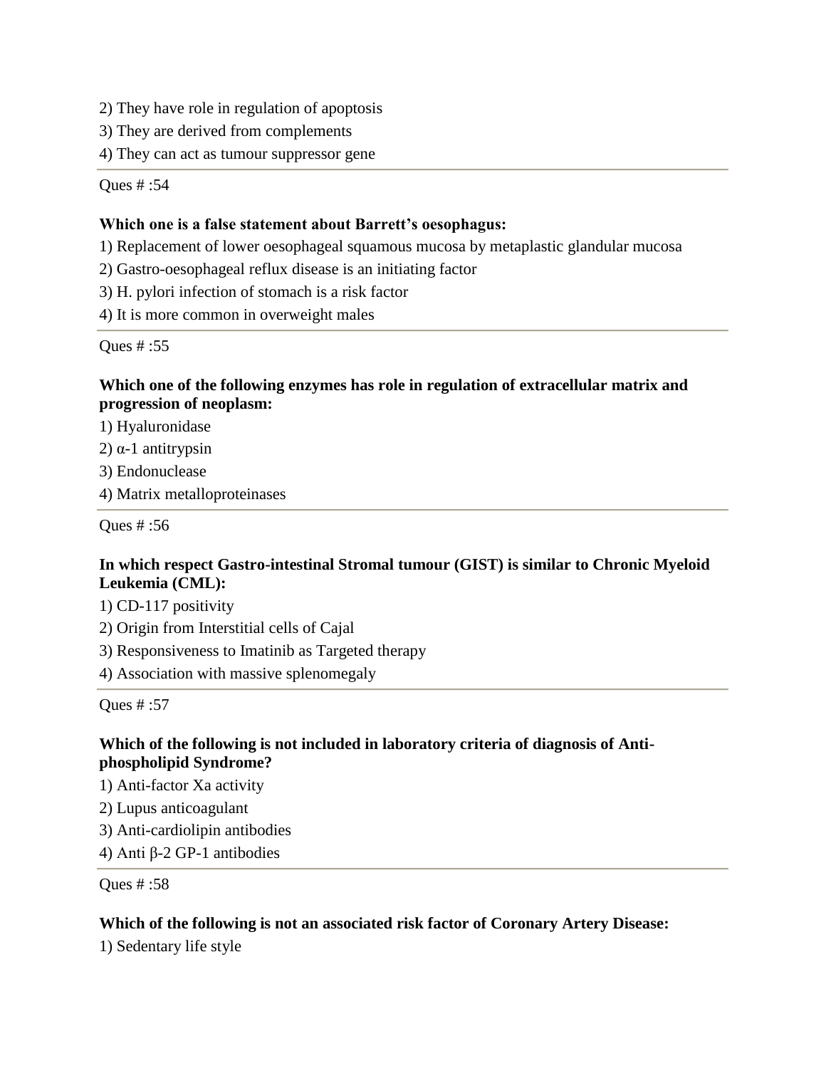2) They have role in regulation of apoptosis
3) They are derived from complements
4) They can act as tumour suppressor gene

---

Ques # :54

**Which one is a false statement about Barrett's oesophagus:**

1) Replacement of lower oesophageal squamous mucosa by metaplastic glandular mucosa
2) Gastro-oesophageal reflux disease is an initiating factor
3) H. pylori infection of stomach is a risk factor
4) It is more common in overweight males

---

Ques # :55

**Which one of the following enzymes has role in regulation of extracellular matrix and progression of neoplasm:**

1) Hyaluronidase
2) α-1 antitrypsin
3) Endonuclease
4) Matrix metalloproteinases

---

Ques # :56

**In which respect Gastro-intestinal Stromal tumour (GIST) is similar to Chronic Myeloid Leukemia (CML):**

1) CD-117 positivity
2) Origin from Interstitial cells of Cajal
3) Responsiveness to Imatinib as Targeted therapy
4) Association with massive splenomegaly

---

Ques # :57

**Which of the following is not included in laboratory criteria of diagnosis of Anti-phospholipid Syndrome?**

1) Anti-factor Xa activity
2) Lupus anticoagulant
3) Anti-cardiolipin antibodies
4) Anti β-2 GP-1 antibodies

---

Ques # :58

**Which of the following is not an associated risk factor of Coronary Artery Disease:**

1) Sedentary life style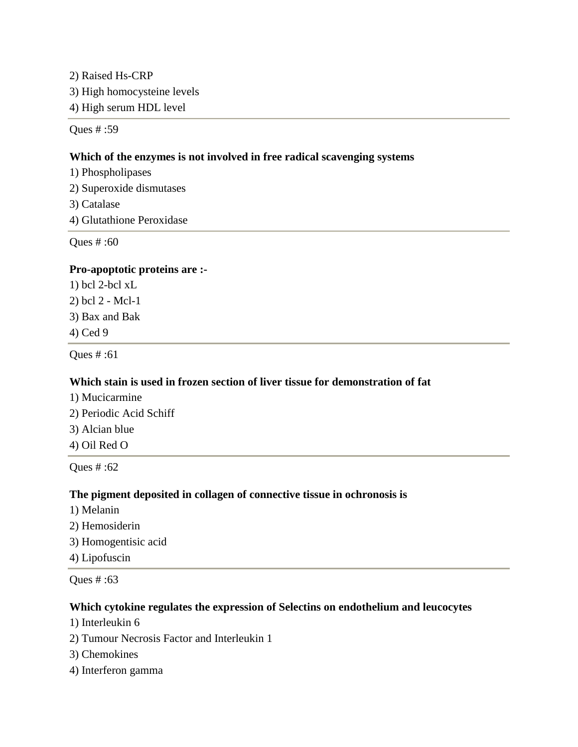2) Raised Hs-CRP
3) High homocysteine levels
4) High serum HDL level

---

Ques # :59

**Which of the enzymes is not involved in free radical scavenging systems**

1) Phospholipases
2) Superoxide dismutases
3) Catalase
4) Glutathione Peroxidase

---

Ques # :60

**Pro-apoptotic proteins are :-**

1) bcl 2-bcl xL
2) bcl 2 - Mcl-1
3) Bax and Bak
4) Ced 9

---

Ques # :61

**Which stain is used in frozen section of liver tissue for demonstration of fat**

1) Mucicarmine
2) Periodic Acid Schiff
3) Alcian blue
4) Oil Red O

---

Ques # :62

**The pigment deposited in collagen of connective tissue in ochronosis is**

1) Melanin
2) Hemosiderin
3) Homogentisic acid
4) Lipofuscin

---

Ques # :63

**Which cytokine regulates the expression of Selectins on endothelium and leucocytes**

1) Interleukin 6
2) Tumour Necrosis Factor and Interleukin 1
3) Chemokines
4) Interferon gamma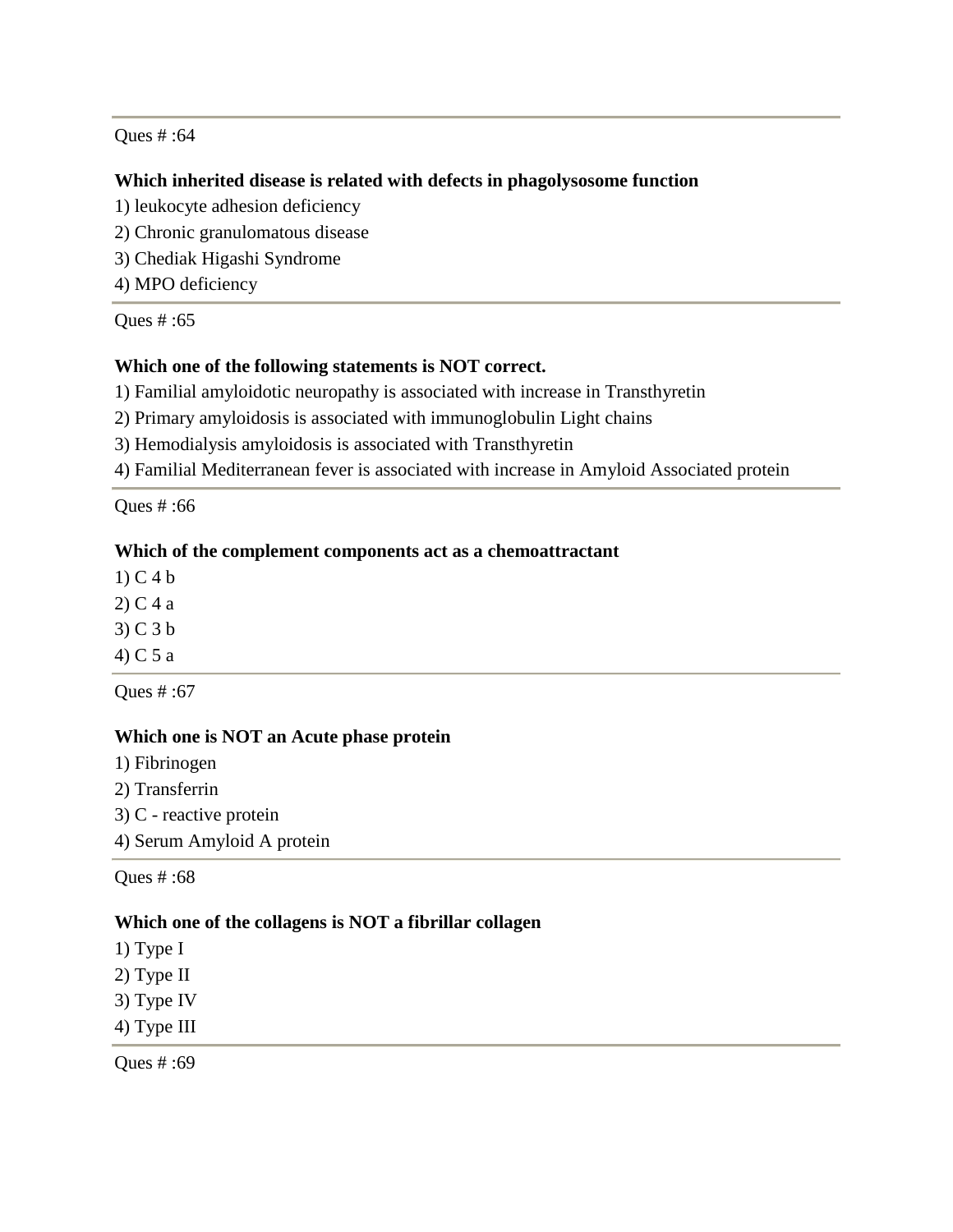Ques # :64

**Which inherited disease is related with defects in phagolysosome function**

1) leukocyte adhesion deficiency
2) Chronic granulomatous disease
3) Chediak Higashi Syndrome
4) MPO deficiency

Ques # :65

**Which one of the following statements is NOT correct.**

1) Familial amyloidotic neuropathy is associated with increase in Transthyretin
2) Primary amyloidosis is associated with immunoglobulin Light chains
3) Hemodialysis amyloidosis is associated with Transthyretin
4) Familial Mediterranean fever is associated with increase in Amyloid Associated protein

Ques # :66

**Which of the complement components act as a chemoattractant**

1) C 4 b
2) C 4 a
3) C 3 b
4) C 5 a

Ques # :67

**Which one is NOT an Acute phase protein**

1) Fibrinogen
2) Transferrin
3) C - reactive protein
4) Serum Amyloid A protein

Ques # :68

**Which one of the collagens is NOT a fibrillar collagen**

1) Type I
2) Type II
3) Type IV
4) Type III

Ques # :69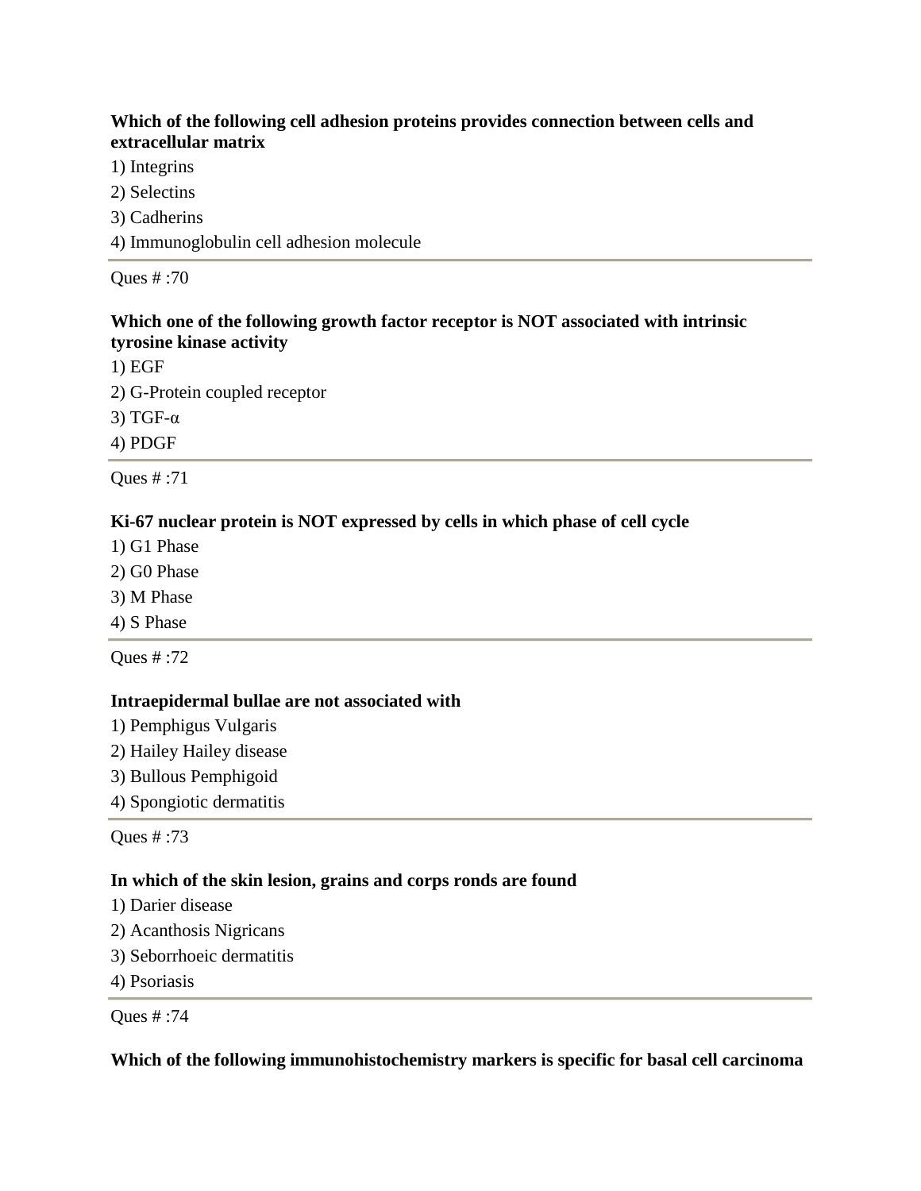**Which of the following cell adhesion proteins provides connection between cells and extracellular matrix**

1) Integrins

2) Selectins

3) Cadherins

4) Immunoglobulin cell adhesion molecule

---

Ques # :70

**Which one of the following growth factor receptor is NOT associated with intrinsic tyrosine kinase activity**

1) EGF

2) G-Protein coupled receptor

3) TGF-α

4) PDGF

---

Ques # :71

**Ki-67 nuclear protein is NOT expressed by cells in which phase of cell cycle**

1) G1 Phase

2) G0 Phase

3) M Phase

4) S Phase

---

Ques # :72

**Intraepidermal bullae are not associated with**

1) Pemphigus Vulgaris

2) Hailey Hailey disease

3) Bullous Pemphigoid

4) Spongiotic dermatitis

---

Ques # :73

**In which of the skin lesion, grains and corps ronds are found**

1) Darier disease

2) Acanthosis Nigricans

3) Seborrhoeic dermatitis

4) Psoriasis

---

Ques # :74

**Which of the following immunohistochemistry markers is specific for basal cell carcinoma**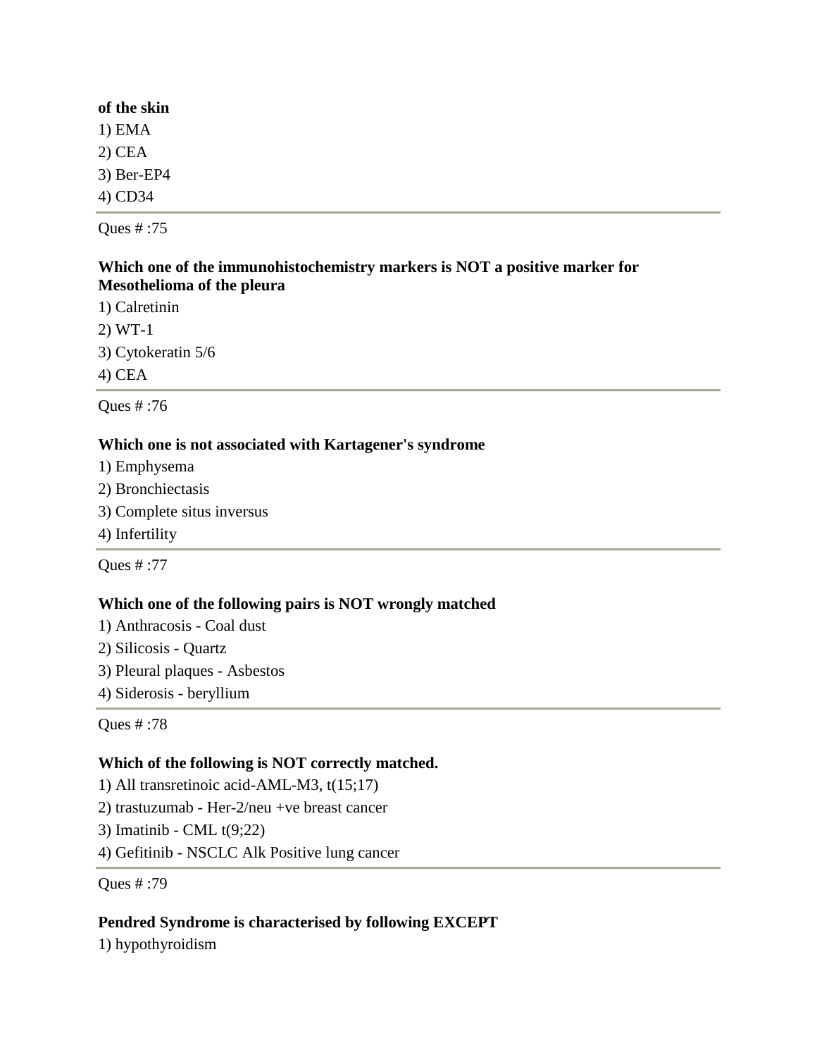**of the skin**

1) EMA

2) CEA

3) Ber-EP4

4) CD34

---

Ques # :75

**Which one of the immunohistochemistry markers is NOT a positive marker for Mesothelioma of the pleura**

1) Calretinin

2) WT-1

3) Cytokeratin 5/6

4) CEA

---

Ques # :76

**Which one is not associated with Kartagener's syndrome**

1) Emphysema

2) Bronchiectasis

3) Complete situs inversus

4) Infertility

---

Ques # :77

**Which one of the following pairs is NOT wrongly matched**

1) Anthracosis - Coal dust

2) Silicosis - Quartz

3) Pleural plaques - Asbestos

4) Siderosis - beryllium

---

Ques # :78

**Which of the following is NOT correctly matched.**

1) All transretinoic acid-AML-M3, t(15;17)

2) trastuzumab - Her-2/neu +ve breast cancer

3) Imatinib - CML t(9;22)

4) Gefitinib - NSCLC Alk Positive lung cancer

---

Ques # :79

**Pendred Syndrome is characterised by following EXCEPT**

1) hypothyroidism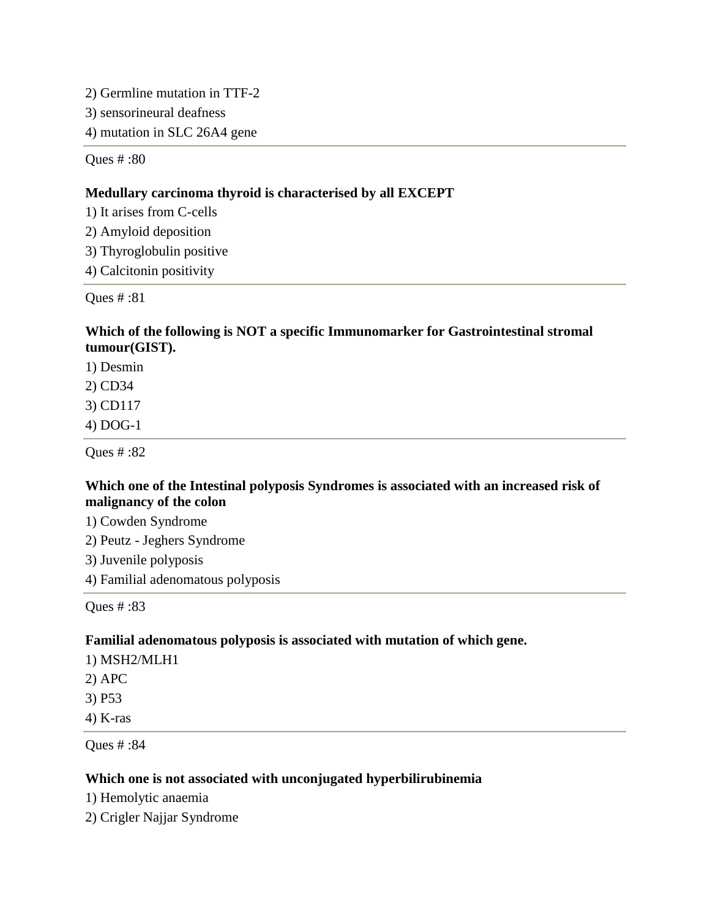2) Germline mutation in TTF-2

3) sensorineural deafness

4) mutation in SLC 26A4 gene

---

Ques # :80

**Medullary carcinoma thyroid is characterised by all EXCEPT**

1) It arises from C-cells

2) Amyloid deposition

3) Thyroglobulin positive

4) Calcitonin positivity

---

Ques # :81

**Which of the following is NOT a specific Immunomarker for Gastrointestinal stromal tumour(GIST).**

1) Desmin

2) CD34

3) CD117

4) DOG-1

---

Ques # :82

**Which one of the Intestinal polyposis Syndromes is associated with an increased risk of malignancy of the colon**

1) Cowden Syndrome

2) Peutz - Jeghers Syndrome

3) Juvenile polyposis

4) Familial adenomatous polyposis

---

Ques # :83

**Familial adenomatous polyposis is associated with mutation of which gene.**

1) MSH2/MLH1

2) APC

3) P53

4) K-ras

---

Ques # :84

**Which one is not associated with unconjugated hyperbilirubinemia**

1) Hemolytic anaemia

2) Crigler Najjar Syndrome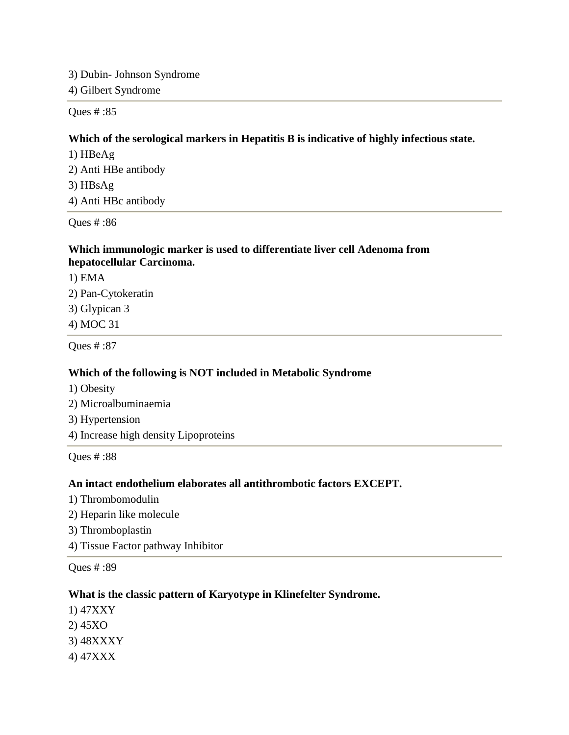3) Dubin- Johnson Syndrome

4) Gilbert Syndrome

---

Ques # :85

**Which of the serological markers in Hepatitis B is indicative of highly infectious state.**

1) HBeAg

2) Anti HBe antibody

3) HBsAg

4) Anti HBc antibody

---

Ques # :86

**Which immunologic marker is used to differentiate liver cell Adenoma from hepatocellular Carcinoma.**

1) EMA

2) Pan-Cytokeratin

3) Glypican 3

4) MOC 31

---

Ques # :87

**Which of the following is NOT included in Metabolic Syndrome**

1) Obesity

2) Microalbuminaemia

3) Hypertension

4) Increase high density Lipoproteins

---

Ques # :88

**An intact endothelium elaborates all antithrombotic factors EXCEPT.**

1) Thrombomodulin

2) Heparin like molecule

3) Thromboplastin

4) Tissue Factor pathway Inhibitor

---

Ques # :89

**What is the classic pattern of Karyotype in Klinefelter Syndrome.**

1) 47XXY

2) 45XO

3) 48XXXY

4) 47XXX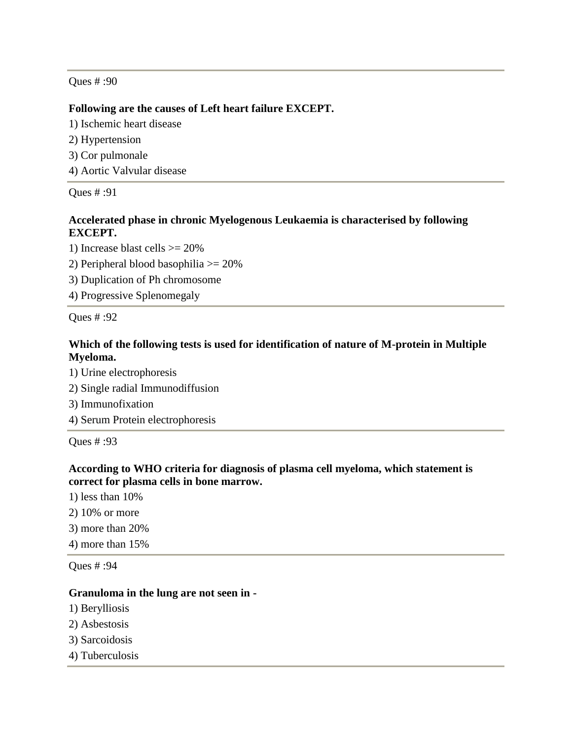---

Ques # :90

**Following are the causes of Left heart failure EXCEPT.**

1) Ischemic heart disease
2) Hypertension
3) Cor pulmonale
4) Aortic Valvular disease

---

Ques # :91

**Accelerated phase in chronic Myelogenous Leukaemia is characterised by following EXCEPT.**

1) Increase blast cells >= 20%
2) Peripheral blood basophilia >= 20%
3) Duplication of Ph chromosome
4) Progressive Splenomegaly

---

Ques # :92

**Which of the following tests is used for identification of nature of M-protein in Multiple Myeloma.**

1) Urine electrophoresis
2) Single radial Immunodiffusion
3) Immunofixation
4) Serum Protein electrophoresis

---

Ques # :93

**According to WHO criteria for diagnosis of plasma cell myeloma, which statement is correct for plasma cells in bone marrow.**

1) less than 10%
2) 10% or more
3) more than 20%
4) more than 15%

---

Ques # :94

**Granuloma in the lung are not seen in -**

1) Berylliosis
2) Asbestosis
3) Sarcoidosis
4) Tuberculosis

---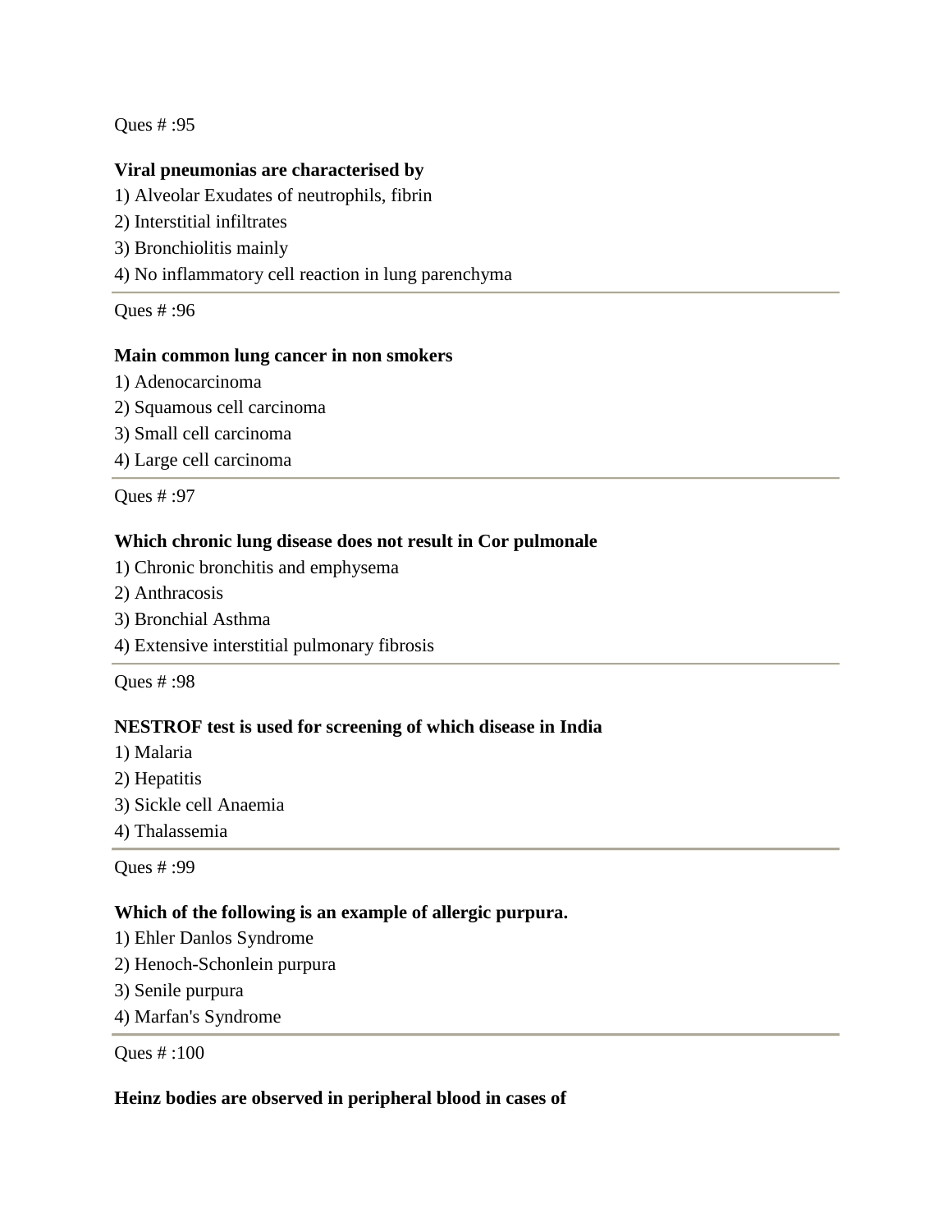Ques # :95

**Viral pneumonias are characterised by**

1) Alveolar Exudates of neutrophils, fibrin
2) Interstitial infiltrates
3) Bronchiolitis mainly
4) No inflammatory cell reaction in lung parenchyma

---

Ques # :96

**Main common lung cancer in non smokers**

1) Adenocarcinoma
2) Squamous cell carcinoma
3) Small cell carcinoma
4) Large cell carcinoma

---

Ques # :97

**Which chronic lung disease does not result in Cor pulmonale**

1) Chronic bronchitis and emphysema
2) Anthracosis
3) Bronchial Asthma
4) Extensive interstitial pulmonary fibrosis

---

Ques # :98

**NESTROF test is used for screening of which disease in India**

1) Malaria
2) Hepatitis
3) Sickle cell Anaemia
4) Thalassemia

---

Ques # :99

**Which of the following is an example of allergic purpura.**

1) Ehler Danlos Syndrome
2) Henoch-Schonlein purpura
3) Senile purpura
4) Marfan's Syndrome

---

Ques # :100

**Heinz bodies are observed in peripheral blood in cases of**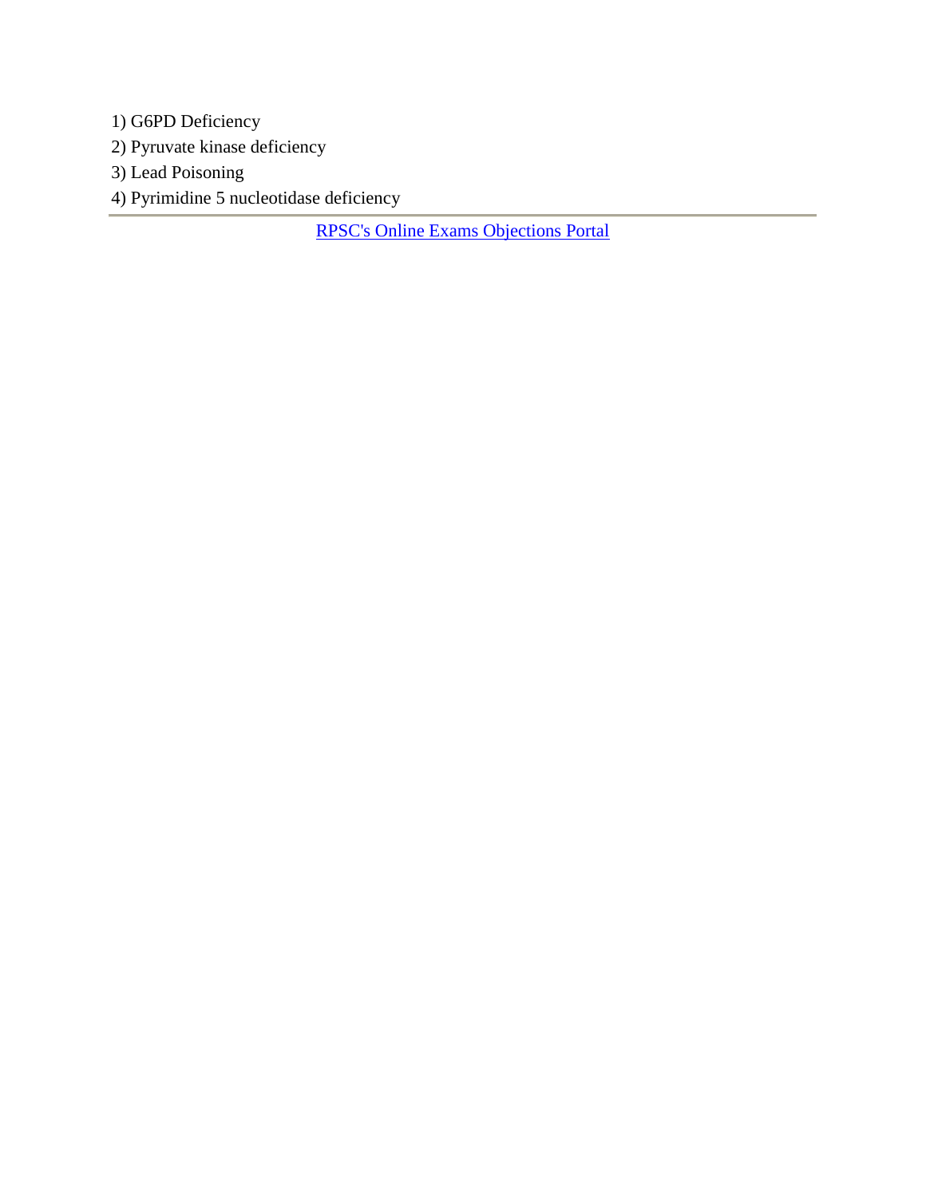1) G6PD Deficiency
2) Pyruvate kinase deficiency
3) Lead Poisoning
4) Pyrimidine 5 nucleotidase deficiency

---

RPSC's Online Exams Objections Portal